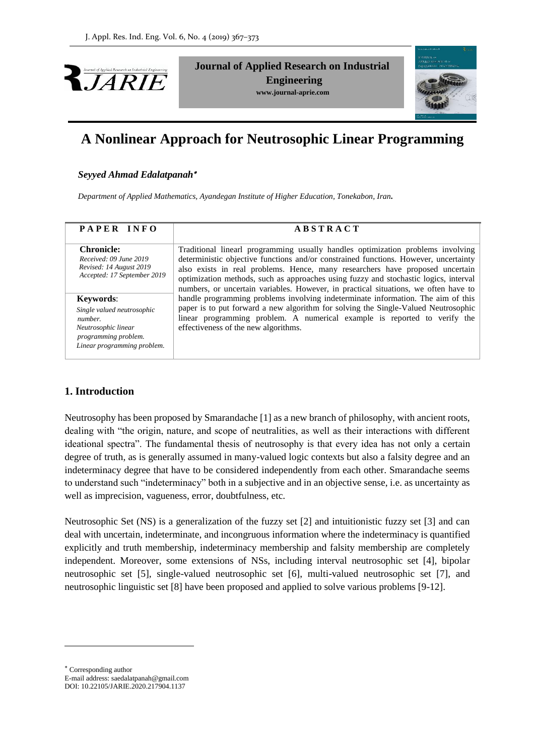# A Nonlinear Approach for Neutrosophic Linear Programming

***Seyyed Ahmad Edalatpanah*** *

*Department of Applied Mathematics, Ayandegan Institute of Higher Education, Tonekabon, Iran.*

| PAPER INFO | ABSTRACT |
| --- | --- |
| **Chronicle:**<br>*Received: 09 June 2019*<br>*Revised: 14 August 2019*<br>*Accepted: 17 September 2019*<br><br>**Keywords**:<br>*Single valued neutrosophic number.*<br>*Neutrosophic linear programming problem.*<br>*Linear programming problem.* | Traditional linearl programming usually handles optimization problems involving deterministic objective functions and/or constrained functions. However, uncertainty also exists in real problems. Hence, many researchers have proposed uncertain optimization methods, such as approaches using fuzzy and stochastic logics, interval numbers, or uncertain variables. However, in practical situations, we often have to handle programming problems involving indeterminate information. The aim of this paper is to put forward a new algorithm for solving the Single-Valued Neutrosophic linear programming problem. A numerical example is reported to verify the effectiveness of the new algorithms. |

## 1. Introduction

Neutrosophy has been proposed by Smarandache [1] as a new branch of philosophy, with ancient roots, dealing with "the origin, nature, and scope of neutralities, as well as their interactions with different ideational spectra". The fundamental thesis of neutrosophy is that every idea has not only a certain degree of truth, as is generally assumed in many-valued logic contexts but also a falsity degree and an indeterminacy degree that have to be considered independently from each other. Smarandache seems to understand such "indeterminacy" both in a subjective and in an objective sense, i.e. as uncertainty as well as imprecision, vagueness, error, doubtfulness, etc.

Neutrosophic Set (NS) is a generalization of the fuzzy set [2] and intuitionistic fuzzy set [3] and can deal with uncertain, indeterminate, and incongruous information where the indeterminacy is quantified explicitly and truth membership, indeterminacy membership and falsity membership are completely independent. Moreover, some extensions of NSs, including interval neutrosophic set [4], bipolar neutrosophic set [5], single-valued neutrosophic set [6], multi-valued neutrosophic set [7], and neutrosophic linguistic set [8] have been proposed and applied to solve various problems [9-12].

* Corresponding author
E-mail address: saedalatpanah@gmail.com
DOI: 10.22105/JARIE.2020.217904.1137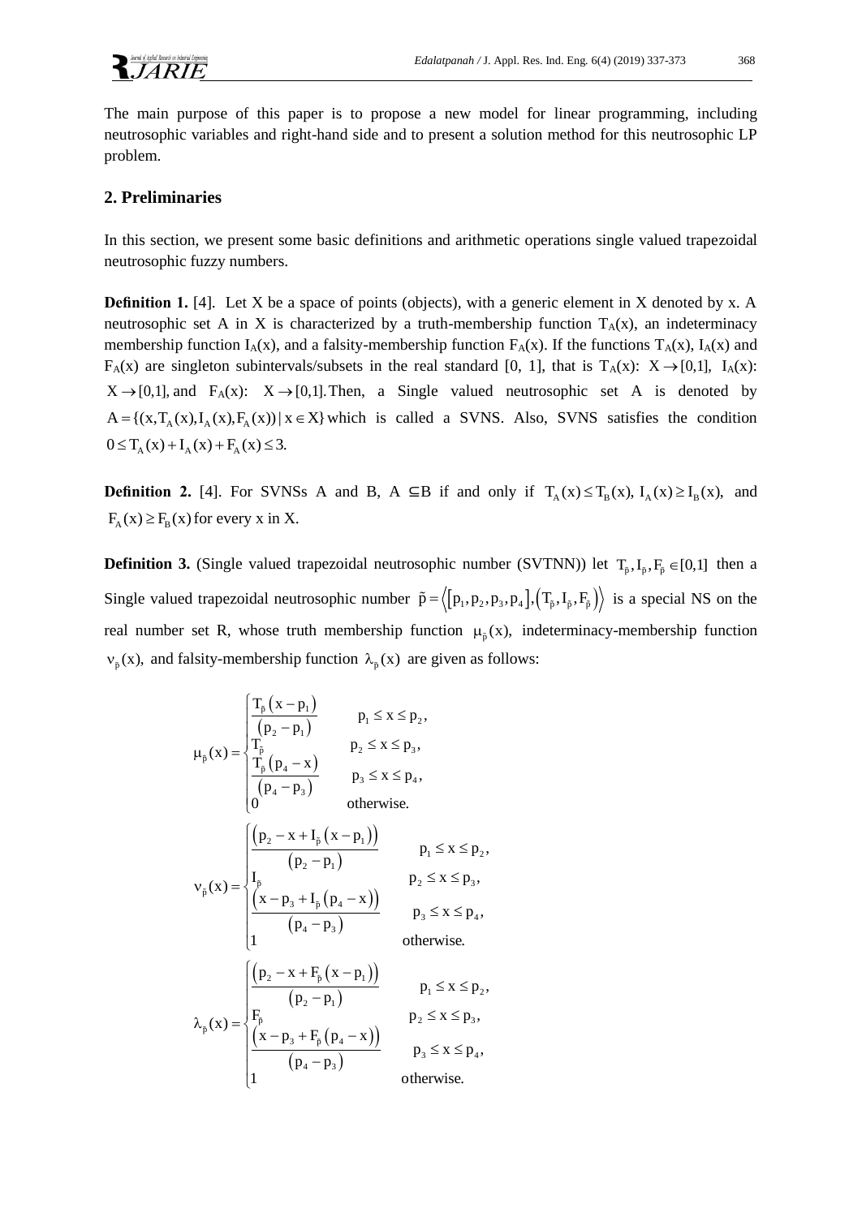The main purpose of this paper is to propose a new model for linear programming, including neutrosophic variables and right-hand side and to present a solution method for this neutrosophic LP problem.

## 2. Preliminaries

In this section, we present some basic definitions and arithmetic operations single valued trapezoidal neutrosophic fuzzy numbers.

**Definition 1.** [4]. Let X be a space of points (objects), with a generic element in X denoted by x. A neutrosophic set A in X is characterized by a truth-membership function $T_A(x)$, an indeterminacy membership function $I_A(x)$, and a falsity-membership function $F_A(x)$. If the functions $T_A(x)$, $I_A(x)$ and $F_A(x)$ are singleton subintervals/subsets in the real standard [0, 1], that is $T_A(x)$: $X \rightarrow [0,1]$, $I_A(x)$: $X \rightarrow [0,1]$, and $F_A(x)$: $X \rightarrow [0,1]$. Then, a Single valued neutrosophic set A is denoted by $A = \{(x, T_A(x), I_A(x), F_A(x)) \mid x \in X\}$ which is called a SVNS. Also, SVNS satisfies the condition $0 \leq T_A(x) + I_A(x) + F_A(x) \leq 3.$

**Definition 2.** [4]. For SVNSs A and B, A ⊆B if and only if $T_A(x) \leq T_B(x)$, $I_A(x) \geq I_B(x)$, and $F_A(x) \geq F_B(x)$ for every x in X.

**Definition 3.** (Single valued trapezoidal neutrosophic number (SVTNN)) let $T_{\tilde{p}}, I_{\tilde{p}}, F_{\tilde{p}} \in [0,1]$ then a Single valued trapezoidal neutrosophic number $\tilde{p} = \langle [p_1, p_2, p_3, p_4], (T_{\tilde{p}}, I_{\tilde{p}}, F_{\tilde{p}}) \rangle$ is a special NS on the real number set R, whose truth membership function $\mu_{\tilde{p}}(x)$, indeterminacy-membership function $\nu_{\tilde{p}}(x)$, and falsity-membership function $\lambda_{\tilde{p}}(x)$ are given as follows:

$$\mu_{\tilde{p}}(x) = \begin{cases} \dfrac{T_{\tilde{p}}(x - p_1)}{(p_2 - p_1)} & p_1 \leq x \leq p_2, \\ T_{\tilde{p}} & p_2 \leq x \leq p_3, \\ \dfrac{T_{\tilde{p}}(p_4 - x)}{(p_4 - p_3)} & p_3 \leq x \leq p_4, \\ 0 & \text{otherwise.} \end{cases}$$

$$\nu_{\tilde{p}}(x) = \begin{cases} \dfrac{\left(p_2 - x + I_{\tilde{p}}(x - p_1)\right)}{(p_2 - p_1)} & p_1 \leq x \leq p_2, \\ I_{\tilde{p}} & p_2 \leq x \leq p_3, \\ \dfrac{\left(x - p_3 + I_{\tilde{p}}(p_4 - x)\right)}{(p_4 - p_3)} & p_3 \leq x \leq p_4, \\ 1 & \text{otherwise.} \end{cases}$$

$$\lambda_{\tilde{p}}(x) = \begin{cases} \dfrac{\left(p_2 - x + F_{\tilde{p}}(x - p_1)\right)}{(p_2 - p_1)} & p_1 \leq x \leq p_2, \\ F_{\tilde{p}} & p_2 \leq x \leq p_3, \\ \dfrac{\left(x - p_3 + F_{\tilde{p}}(p_4 - x)\right)}{(p_4 - p_3)} & p_3 \leq x \leq p_4, \\ 1 & \text{otherwise.} \end{cases}$$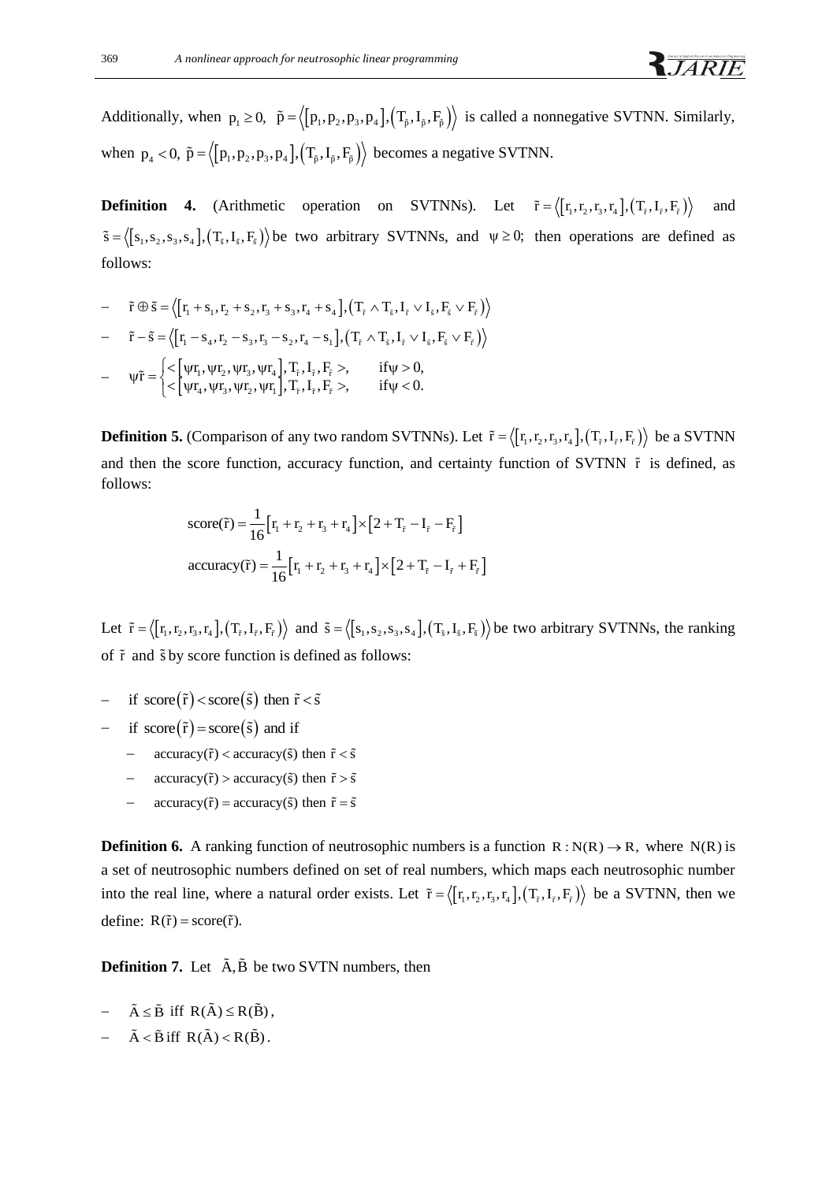Additionally, when $p_1 \geq 0$, $\tilde{p} = \langle [p_1, p_2, p_3, p_4], (T_{\tilde{p}}, I_{\tilde{p}}, F_{\tilde{p}}) \rangle$ is called a nonnegative SVTNN. Similarly, when $p_4 < 0$, $\tilde{p} = \langle [p_1, p_2, p_3, p_4], (T_{\tilde{p}}, I_{\tilde{p}}, F_{\tilde{p}}) \rangle$ becomes a negative SVTNN.

**Definition 4.** (Arithmetic operation on SVTNNs). Let $\tilde{r} = \langle [r_1, r_2, r_3, r_4], (T_{\tilde{r}}, I_{\tilde{r}}, F_{\tilde{r}}) \rangle$ and $\tilde{s} = \langle [s_1, s_2, s_3, s_4], (T_{\tilde{s}}, I_{\tilde{s}}, F_{\tilde{s}}) \rangle$ be two arbitrary SVTNNs, and $\psi \geq 0$; then operations are defined as follows:

- $\tilde{r} \oplus \tilde{s} = \langle [r_1 + s_1, r_2 + s_2, r_3 + s_3, r_4 + s_4], (T_{\tilde{r}} \wedge T_{\tilde{s}}, I_{\tilde{r}} \vee I_{\tilde{s}}, F_{\tilde{s}} \vee F_{\tilde{r}}) \rangle$
- $\tilde{r} - \tilde{s} = \langle [r_1 - s_4, r_2 - s_3, r_3 - s_2, r_4 - s_1], (T_{\tilde{r}} \wedge T_{\tilde{s}}, I_{\tilde{r}} \vee I_{\tilde{s}}, F_{\tilde{s}} \vee F_{\tilde{r}}) \rangle$
- $\psi\tilde{r} = \begin{cases} < [\psi r_1, \psi r_2, \psi r_3, \psi r_4], T_{\tilde{r}}, I_{\tilde{r}}, F_{\tilde{r}} >, & \text{if} \psi > 0, \\ < [\psi r_4, \psi r_3, \psi r_2, \psi r_1], T_{\tilde{r}}, I_{\tilde{r}}, F_{\tilde{r}} >, & \text{if} \psi < 0. \end{cases}$

**Definition 5.** (Comparison of any two random SVTNNs). Let $\tilde{r} = \langle [r_1, r_2, r_3, r_4], (T_{\tilde{r}}, I_{\tilde{r}}, F_{\tilde{r}}) \rangle$ be a SVTNN and then the score function, accuracy function, and certainty function of SVTNN $\tilde{r}$ is defined, as follows:

$$\text{score}(\tilde{r}) = \frac{1}{16}[r_1 + r_2 + r_3 + r_4] \times [2 + T_{\tilde{r}} - I_{\tilde{r}} - F_{\tilde{r}}]$$

$$\text{accuracy}(\tilde{r}) = \frac{1}{16}[r_1 + r_2 + r_3 + r_4] \times [2 + T_{\tilde{r}} - I_{\tilde{r}} + F_{\tilde{r}}]$$

Let $\tilde{r} = \langle [r_1, r_2, r_3, r_4], (T_{\tilde{r}}, I_{\tilde{r}}, F_{\tilde{r}}) \rangle$ and $\tilde{s} = \langle [s_1, s_2, s_3, s_4], (T_{\tilde{s}}, I_{\tilde{s}}, F_{\tilde{s}}) \rangle$ be two arbitrary SVTNNs, the ranking of $\tilde{r}$ and $\tilde{s}$ by score function is defined as follows:

- if $\text{score}(\tilde{r}) < \text{score}(\tilde{s})$ then $\tilde{r} < \tilde{s}$
- if $\text{score}(\tilde{r}) = \text{score}(\tilde{s})$ and if
  - $\text{accuracy}(\tilde{r}) < \text{accuracy}(\tilde{s})$ then $\tilde{r} < \tilde{s}$
  - $\text{accuracy}(\tilde{r}) > \text{accuracy}(\tilde{s})$ then $\tilde{r} > \tilde{s}$
  - $\text{accuracy}(\tilde{r}) = \text{accuracy}(\tilde{s})$ then $\tilde{r} = \tilde{s}$

**Definition 6.** A ranking function of neutrosophic numbers is a function $R : N(R) \to R$, where $N(R)$ is a set of neutrosophic numbers defined on set of real numbers, which maps each neutrosophic number into the real line, where a natural order exists. Let $\tilde{r} = \langle [r_1, r_2, r_3, r_4], (T_{\tilde{r}}, I_{\tilde{r}}, F_{\tilde{r}}) \rangle$ be a SVTNN, then we define: $R(\tilde{r}) = \text{score}(\tilde{r})$.

**Definition 7.** Let $\tilde{A}, \tilde{B}$ be two SVTN numbers, then

- $\tilde{A} \leq \tilde{B}$ iff $R(\tilde{A}) \leq R(\tilde{B})$,
- $\tilde{A} < \tilde{B}$ iff $R(\tilde{A}) < R(\tilde{B})$.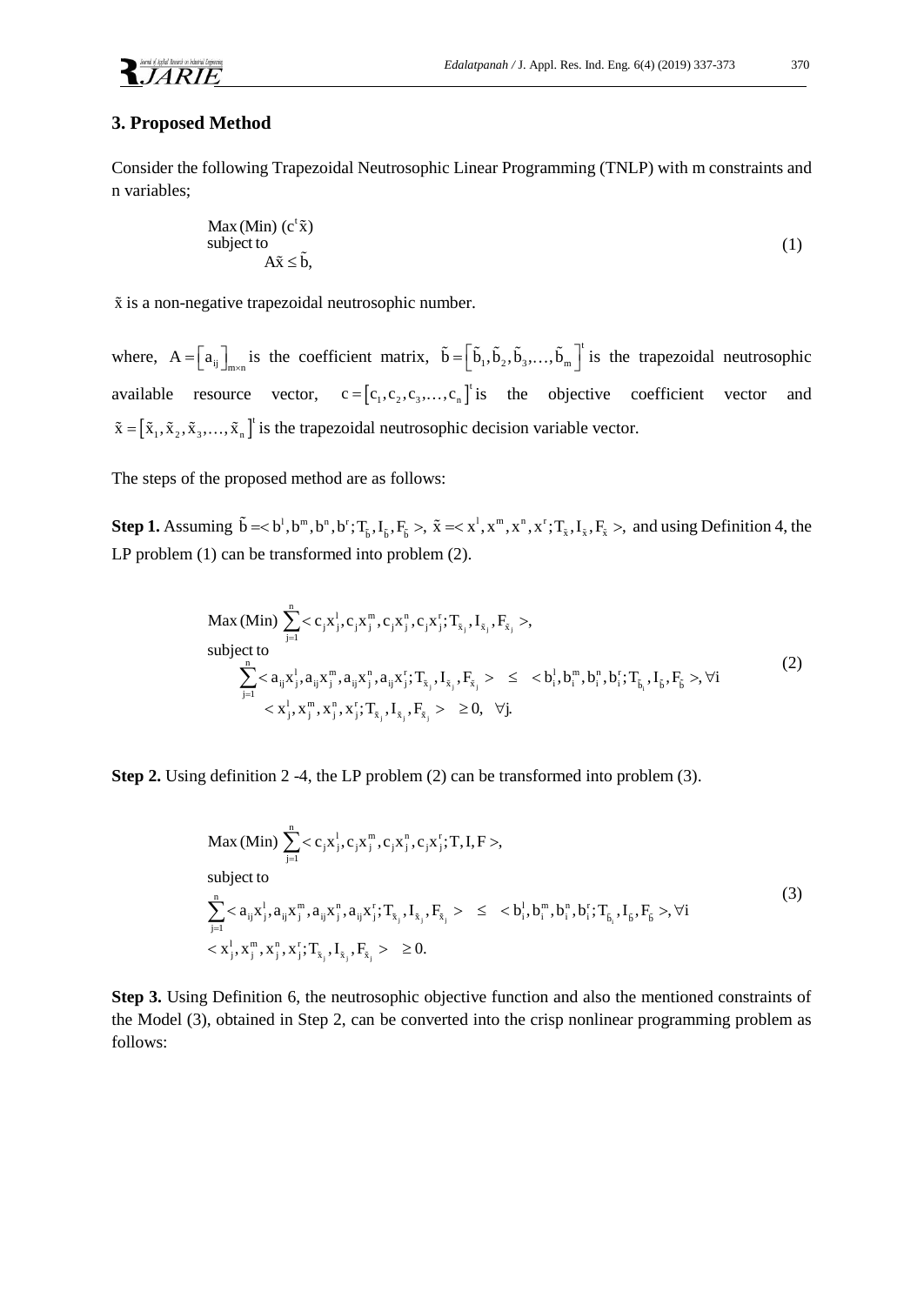## 3. Proposed Method

Consider the following Trapezoidal Neutrosophic Linear Programming (TNLP) with m constraints and n variables;

$$
\begin{aligned}
&\text{Max (Min) } (c^t \tilde{x}) \\
&\text{subject to} \\
&\qquad A\tilde{x} \leq \tilde{b},
\end{aligned}
\tag{1}
$$

$\tilde{x}$ is a non-negative trapezoidal neutrosophic number.

where, $A = \left[a_{ij}\right]_{m\times n}$ is the coefficient matrix, $\tilde{b} = \left[\tilde{b}_1, \tilde{b}_2, \tilde{b}_3, \ldots, \tilde{b}_m\right]^t$ is the trapezoidal neutrosophic available resource vector, $c = \left[c_1, c_2, c_3, \ldots, c_n\right]^t$ is the objective coefficient vector and $\tilde{x} = \left[\tilde{x}_1, \tilde{x}_2, \tilde{x}_3, \ldots, \tilde{x}_n\right]^t$ is the trapezoidal neutrosophic decision variable vector.

The steps of the proposed method are as follows:

**Step 1.** Assuming $\tilde{b} = < b^l, b^m, b^n, b^r; T_{\tilde{b}}, I_{\tilde{b}}, F_{\tilde{b}} >$, $\tilde{x} = < x^l, x^m, x^n, x^r; T_{\tilde{x}}, I_{\tilde{x}}, F_{\tilde{x}} >$, and using Definition 4, the LP problem (1) can be transformed into problem (2).

$$
\begin{aligned}
&\text{Max (Min) } \sum_{j=1}^{n} < c_j x_j^l, c_j x_j^m, c_j x_j^n, c_j x_j^r; T_{\tilde{x}_j}, I_{\tilde{x}_j}, F_{\tilde{x}_j} >, \\
&\text{subject to} \\
&\quad \sum_{j=1}^{n} < a_{ij} x_j^l, a_{ij} x_j^m, a_{ij} x_j^n, a_{ij} x_j^r; T_{\tilde{x}_j}, I_{\tilde{x}_j}, F_{\tilde{x}_j} > \;\leq\; < b_i^l, b_i^m, b_i^n, b_i^r; T_{\tilde{b}_i}, I_{\tilde{b}}, F_{\tilde{b}} >, \forall i \\
&\qquad < x_j^l, x_j^m, x_j^n, x_j^r; T_{\tilde{x}_j}, I_{\tilde{x}_j}, F_{\tilde{x}_j} > \;\geq 0, \quad \forall j.
\end{aligned}
\tag{2}
$$

**Step 2.** Using definition 2 -4, the LP problem (2) can be transformed into problem (3).

$$
\begin{aligned}
&\text{Max (Min) } \sum_{j=1}^{n} < c_j x_j^l, c_j x_j^m, c_j x_j^n, c_j x_j^r; T, I, F >, \\
&\text{subject to} \\
&\sum_{j=1}^{n} < a_{ij} x_j^l, a_{ij} x_j^m, a_{ij} x_j^n, a_{ij} x_j^r; T_{\tilde{x}_j}, I_{\tilde{x}_j}, F_{\tilde{x}_j} > \;\leq\; < b_i^l, b_i^m, b_i^n, b_i^r; T_{\tilde{b}_i}, I_{\tilde{b}}, F_{\tilde{b}} >, \forall i \\
&< x_j^l, x_j^m, x_j^n, x_j^r; T_{\tilde{x}_j}, I_{\tilde{x}_j}, F_{\tilde{x}_j} > \;\geq 0.
\end{aligned}
\tag{3}
$$

**Step 3.** Using Definition 6, the neutrosophic objective function and also the mentioned constraints of the Model (3), obtained in Step 2, can be converted into the crisp nonlinear programming problem as follows: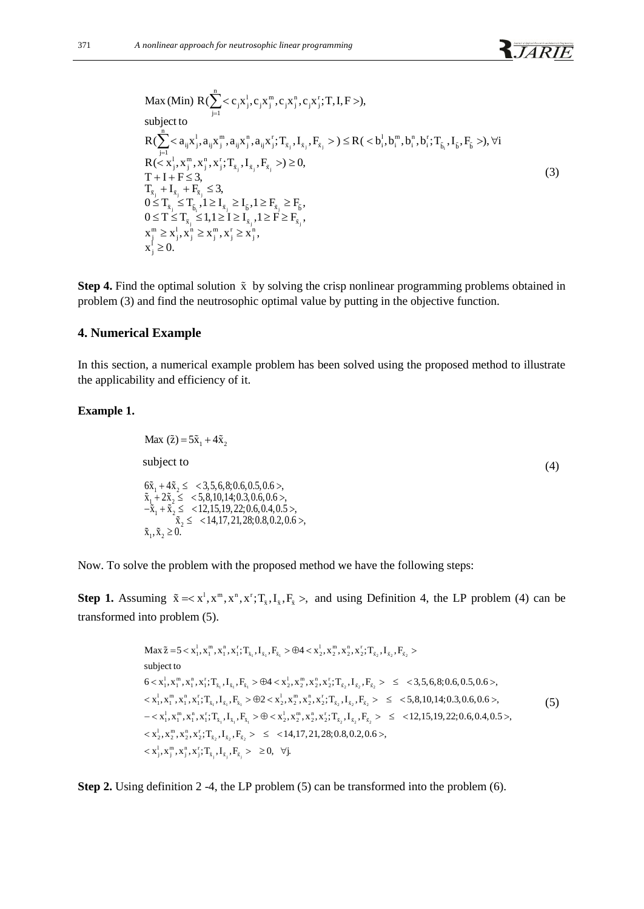$$
\begin{aligned}
&\text{Max (Min) } R\left(\sum_{j=1}^{n} < c_j x_j^l, c_j x_j^m, c_j x_j^n, c_j x_j^r; T, I, F >\right),\\
&\text{subject to}\\
&R\left(\sum_{j=1}^{n} < a_{ij} x_j^l, a_{ij} x_j^m, a_{ij} x_j^n, a_{ij} x_j^r; T_{\tilde{x}_j}, I_{\tilde{x}_j}, F_{\tilde{x}_j} >\right) \le R(< b_i^l, b_i^m, b_i^n, b_i^r; T_{\tilde{b}_i}, I_{\tilde{b}}, F_{\tilde{b}} >), \forall i\\
&R(< x_j^l, x_j^m, x_j^n, x_j^r; T_{\tilde{x}_j}, I_{\tilde{x}_j}, F_{\tilde{x}_j} >) \ge 0,\\
&T + I + F \le 3,\\
&T_{\tilde{x}_j} + I_{\tilde{x}_j} + F_{\tilde{x}_j} \le 3,\\
&0 \le T_{\tilde{x}_j} \le T_{\tilde{b}_i}, 1 \ge I_{\tilde{x}_j} \ge I_{\tilde{b}}, 1 \ge F_{\tilde{x}_j} \ge F_{\tilde{b}},\\
&0 \le T \le T_{\tilde{x}_j} \le 1, 1 \ge I \ge I_{\tilde{x}_j}, 1 \ge F \ge F_{\tilde{x}_j},\\
&x_j^m \ge x_j^l, x_j^n \ge x_j^m, x_j^r \ge x_j^n,\\
&x_j^l \ge 0.
\end{aligned}
\tag{3}
$$

**Step 4.** Find the optimal solution $\tilde{x}$ by solving the crisp nonlinear programming problems obtained in problem (3) and find the neutrosophic optimal value by putting in the objective function.

## 4. Numerical Example

In this section, a numerical example problem has been solved using the proposed method to illustrate the applicability and efficiency of it.

**Example 1.**

$$
\begin{aligned}
&\text{Max } (\tilde{z}) = 5\tilde{x}_1 + 4\tilde{x}_2\\
&\text{subject to}\\
&6\tilde{x}_1 + 4\tilde{x}_2 \le \ < 3, 5, 6, 8; 0.6, 0.5, 0.6 >,\\
&\tilde{x}_1 + 2\tilde{x}_2 \le \ < 5, 8, 10, 14; 0.3, 0.6, 0.6 >,\\
&-\tilde{x}_1 + \tilde{x}_2 \le \ < 12, 15, 19, 22; 0.6, 0.4, 0.5 >,\\
&\tilde{x}_2 \le \ < 14, 17, 21, 28; 0.8, 0.2, 0.6 >,\\
&\tilde{x}_1, \tilde{x}_2 \ge 0.
\end{aligned}
\tag{4}
$$

Now. To solve the problem with the proposed method we have the following steps:

**Step 1.** Assuming $\tilde{x} =< x^l, x^m, x^n, x^r; T_{\tilde{x}}, I_{\tilde{x}}, F_{\tilde{x}} >$, and using Definition 4, the LP problem (4) can be transformed into problem (5).

$$
\begin{aligned}
&\text{Max } \tilde{z} = 5 < x_1^l, x_1^m, x_1^n, x_1^r; T_{\tilde{x}_1}, I_{\tilde{x}_1}, F_{\tilde{x}_1} > \oplus 4 < x_2^l, x_2^m, x_2^n, x_2^r; T_{\tilde{x}_2}, I_{\tilde{x}_2}, F_{\tilde{x}_2} >\\
&\text{subject to}\\
&6 < x_1^l, x_1^m, x_1^n, x_1^r; T_{\tilde{x}_1}, I_{\tilde{x}_1}, F_{\tilde{x}_1} > \oplus 4 < x_2^l, x_2^m, x_2^n, x_2^r; T_{\tilde{x}_2}, I_{\tilde{x}_2}, F_{\tilde{x}_2} > \ \le \ < 3, 5, 6, 8; 0.6, 0.5, 0.6 >,\\
&< x_1^l, x_1^m, x_1^n, x_1^r; T_{\tilde{x}_1}, I_{\tilde{x}_1}, F_{\tilde{x}_1} > \oplus 2 < x_2^l, x_2^m, x_2^n, x_2^r; T_{\tilde{x}_2}, I_{\tilde{x}_2}, F_{\tilde{x}_2} > \ \le \ < 5, 8, 10, 14; 0.3, 0.6, 0.6 >,\\
&- < x_1^l, x_1^m, x_1^n, x_1^r; T_{\tilde{x}_1}, I_{\tilde{x}_1}, F_{\tilde{x}_1} > \oplus < x_2^l, x_2^m, x_2^n, x_2^r; T_{\tilde{x}_2}, I_{\tilde{x}_2}, F_{\tilde{x}_2} > \ \le \ < 12, 15, 19, 22; 0.6, 0.4, 0.5 >,\\
&< x_2^l, x_2^m, x_2^n, x_2^r; T_{\tilde{x}_2}, I_{\tilde{x}_2}, F_{\tilde{x}_2} > \ \le \ < 14, 17, 21, 28; 0.8, 0.2, 0.6 >,\\
&< x_j^l, x_j^m, x_j^n, x_j^r; T_{\tilde{x}_j}, I_{\tilde{x}_j}, F_{\tilde{x}_j} > \ \ge 0, \quad \forall j.
\end{aligned}
\tag{5}
$$

**Step 2.** Using definition 2 -4, the LP problem (5) can be transformed into the problem (6).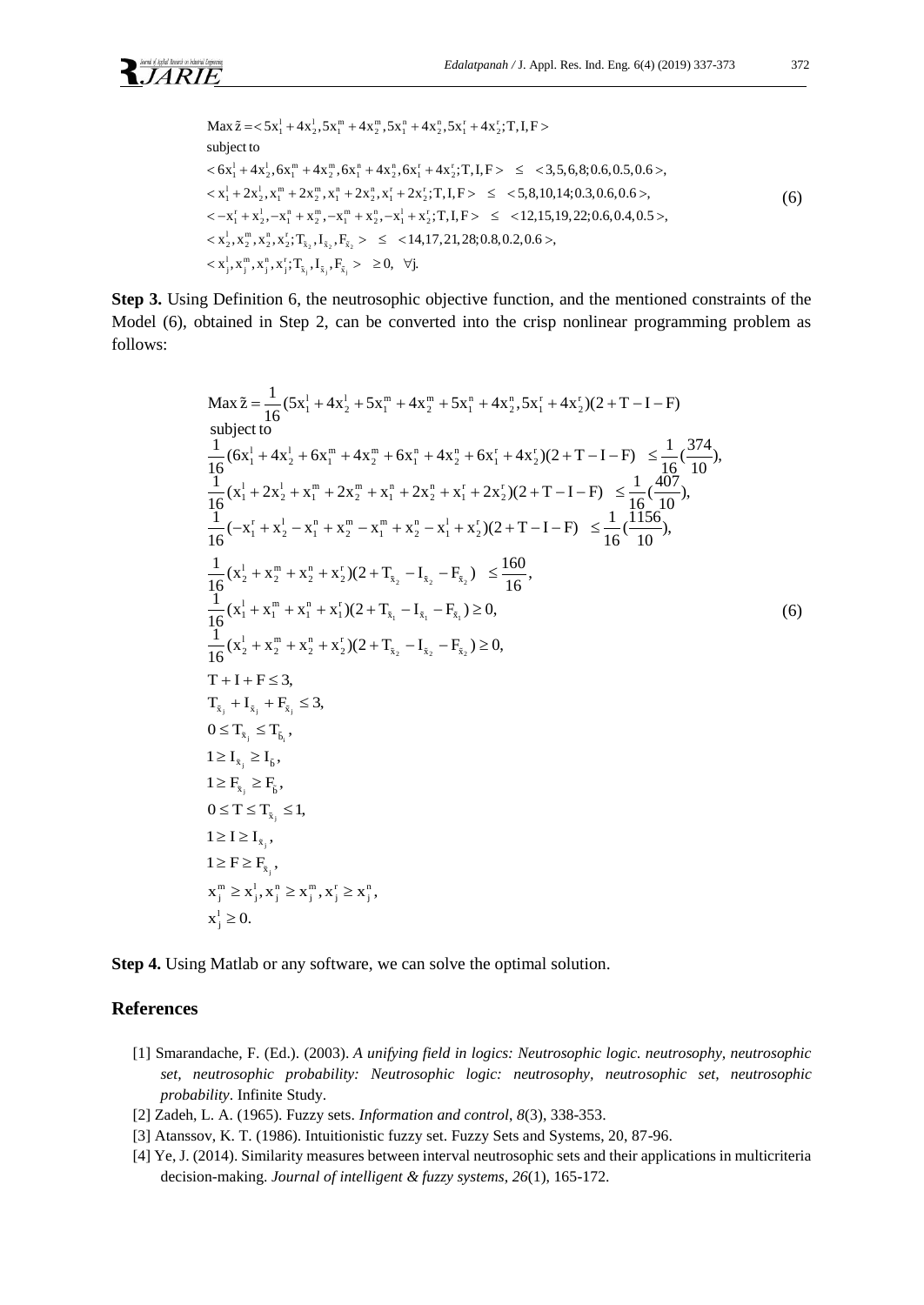$$
\begin{aligned}
&\text{Max}\ \tilde{z} = < 5x_1^l + 4x_2^l, 5x_1^m + 4x_2^m, 5x_1^n + 4x_2^n, 5x_1^r + 4x_2^r; T, I, F > \\
&\text{subject to} \\
&< 6x_1^l + 4x_2^l, 6x_1^m + 4x_2^m, 6x_1^n + 4x_2^n, 6x_1^r + 4x_2^r; T, I, F > \ \le \ < 3,5,6,8; 0.6, 0.5, 0.6 >, \\
&< x_1^l + 2x_2^l, x_1^m + 2x_2^m, x_1^n + 2x_2^n, x_1^r + 2x_2^r; T, I, F > \ \le \ < 5,8,10,14; 0.3, 0.6, 0.6 >, \\
&< -x_1^r + x_2^l, -x_1^n + x_2^m, -x_1^m + x_2^n, -x_1^l + x_2^r; T, I, F > \ \le \ < 12,15,19,22; 0.6, 0.4, 0.5 >, \\
&< x_2^l, x_2^m, x_2^n, x_2^r; T_{\tilde{x}_2}, I_{\tilde{x}_2}, F_{\tilde{x}_2} > \ \le \ < 14,17,21,28; 0.8, 0.2, 0.6 >, \\
&< x_j^l, x_j^m, x_j^n, x_j^r; T_{\tilde{x}_j}, I_{\tilde{x}_j}, F_{\tilde{x}_j} > \ \ge 0, \ \ \forall j.
\end{aligned} \tag{6}
$$

**Step 3.** Using Definition 6, the neutrosophic objective function, and the mentioned constraints of the Model (6), obtained in Step 2, can be converted into the crisp nonlinear programming problem as follows:

$$
\begin{aligned}
&\text{Max}\ \tilde{z} = \frac{1}{16}(5x_1^l + 4x_2^l + 5x_1^m + 4x_2^m + 5x_1^n + 4x_2^n, 5x_1^r + 4x_2^r)(2 + T - I - F) \\
&\text{subject to} \\
&\frac{1}{16}(6x_1^l + 4x_2^l + 6x_1^m + 4x_2^m + 6x_1^n + 4x_2^n + 6x_1^r + 4x_2^r)(2 + T - I - F) \ \le \frac{1}{16}(\frac{374}{10}), \\
&\frac{1}{16}(x_1^l + 2x_2^l + x_1^m + 2x_2^m + x_1^n + 2x_2^n + x_1^r + 2x_2^r)(2 + T - I - F) \ \le \frac{1}{16}(\frac{407}{10}), \\
&\frac{1}{16}(-x_1^r + x_2^l - x_1^n + x_2^m - x_1^m + x_2^n - x_1^l + x_2^r)(2 + T - I - F) \ \le \frac{1}{16}(\frac{1156}{10}), \\
&\frac{1}{16}(x_2^l + x_2^m + x_2^n + x_2^r)(2 + T_{\tilde{x}_2} - I_{\tilde{x}_2} - F_{\tilde{x}_2}) \ \le \frac{160}{16}, \\
&\frac{1}{16}(x_1^l + x_1^m + x_1^n + x_1^r)(2 + T_{\tilde{x}_1} - I_{\tilde{x}_1} - F_{\tilde{x}_1}) \ge 0, \\
&\frac{1}{16}(x_2^l + x_2^m + x_2^n + x_2^r)(2 + T_{\tilde{x}_2} - I_{\tilde{x}_2} - F_{\tilde{x}_2}) \ge 0, \\
&T + I + F \le 3, \\
&T_{\tilde{x}_j} + I_{\tilde{x}_j} + F_{\tilde{x}_j} \le 3, \\
&0 \le T_{\tilde{x}_j} \le T_{\tilde{b}_i}, \\
&1 \ge I_{\tilde{x}_j} \ge I_{\tilde{b}}, \\
&1 \ge F_{\tilde{x}_j} \ge F_{\tilde{b}}, \\
&0 \le T \le T_{\tilde{x}_j} \le 1, \\
&1 \ge I \ge I_{\tilde{x}_j}, \\
&1 \ge F \ge F_{\tilde{x}_j}, \\
&x_j^m \ge x_j^l, x_j^n \ge x_j^m, x_j^r \ge x_j^n, \\
&x_j^l \ge 0.
\end{aligned} \tag{6}
$$

**Step 4.** Using Matlab or any software, we can solve the optimal solution.

## References

[1] Smarandache, F. (Ed.). (2003). *A unifying field in logics: Neutrosophic logic. neutrosophy, neutrosophic set, neutrosophic probability: Neutrosophic logic: neutrosophy, neutrosophic set, neutrosophic probability*. Infinite Study.

[2] Zadeh, L. A. (1965). Fuzzy sets. *Information and control*, *8*(3), 338-353.

[3] Atanssov, K. T. (1986). Intuitionistic fuzzy set. Fuzzy Sets and Systems, 20, 87-96.

[4] Ye, J. (2014). Similarity measures between interval neutrosophic sets and their applications in multicriteria decision-making. *Journal of intelligent & fuzzy systems*, *26*(1), 165-172.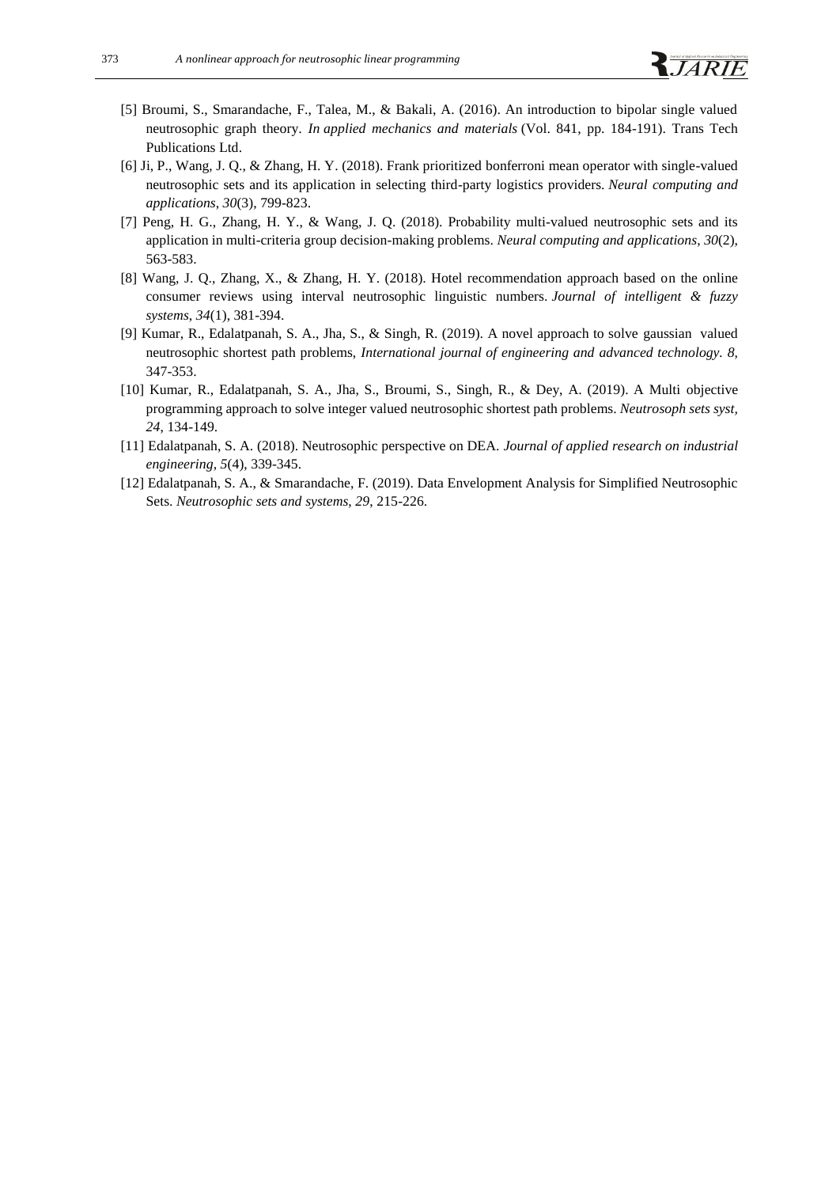[5] Broumi, S., Smarandache, F., Talea, M., & Bakali, A. (2016). An introduction to bipolar single valued neutrosophic graph theory. *In applied mechanics and materials* (Vol. 841, pp. 184-191). Trans Tech Publications Ltd.

[6] Ji, P., Wang, J. Q., & Zhang, H. Y. (2018). Frank prioritized bonferroni mean operator with single-valued neutrosophic sets and its application in selecting third-party logistics providers. *Neural computing and applications*, *30*(3), 799-823.

[7] Peng, H. G., Zhang, H. Y., & Wang, J. Q. (2018). Probability multi-valued neutrosophic sets and its application in multi-criteria group decision-making problems. *Neural computing and applications*, *30*(2), 563-583.

[8] Wang, J. Q., Zhang, X., & Zhang, H. Y. (2018). Hotel recommendation approach based on the online consumer reviews using interval neutrosophic linguistic numbers. *Journal of intelligent & fuzzy systems*, *34*(1), 381-394.

[9] Kumar, R., Edalatpanah, S. A., Jha, S., & Singh, R. (2019). A novel approach to solve gaussian valued neutrosophic shortest path problems, *International journal of engineering and advanced technology*. *8*, 347-353.

[10] Kumar, R., Edalatpanah, S. A., Jha, S., Broumi, S., Singh, R., & Dey, A. (2019). A Multi objective programming approach to solve integer valued neutrosophic shortest path problems. *Neutrosoph sets syst*, *24*, 134-149.

[11] Edalatpanah, S. A. (2018). Neutrosophic perspective on DEA. *Journal of applied research on industrial engineering*, *5*(4), 339-345.

[12] Edalatpanah, S. A., & Smarandache, F. (2019). Data Envelopment Analysis for Simplified Neutrosophic Sets. *Neutrosophic sets and systems*, *29*, 215-226.